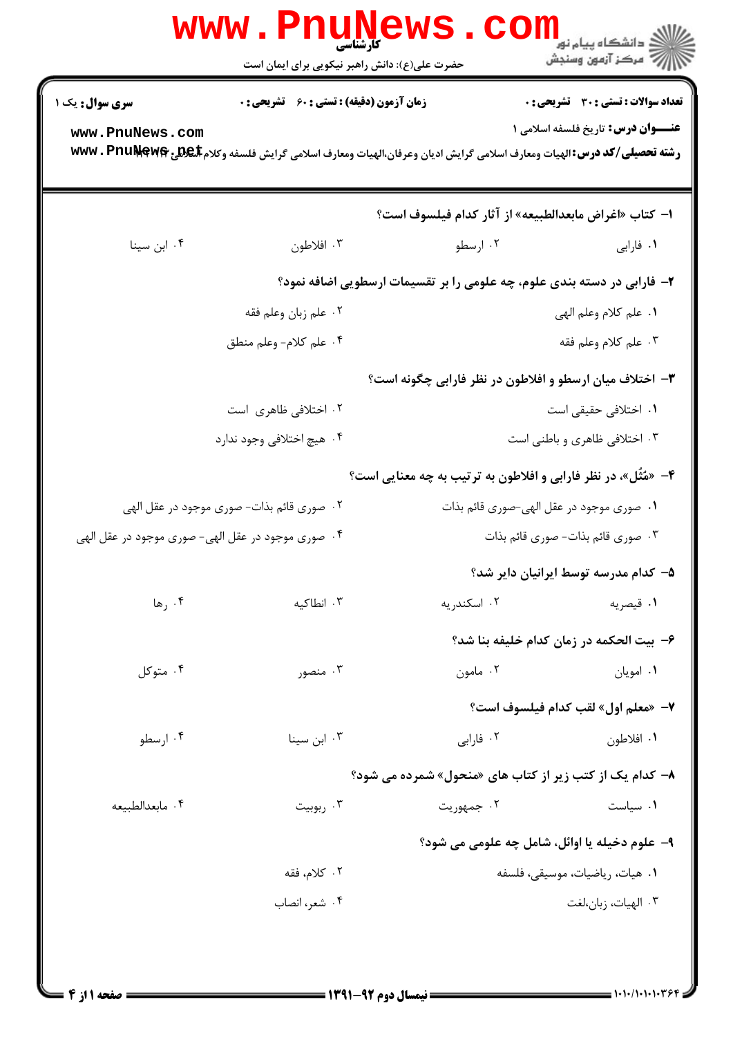کارشناسی

حضرت علی(ع): دانش راهبر نیکویی برای ایمان است

دانشگاه پیام نور
مرکز آزمون وسنجش

**سری سوال:** یک ۱ | **زمان آزمون (دقیقه) : تستی : ۶۰ تشریحی : ۰** | **تعداد سوالات : تستی : ۳۰ تشریحی : ۰**

**عنـــوان درس:** تاریخ فلسفه اسلامی ۱

**رشته تحصیلی/کد درس:** الهیات ومعارف اسلامی گرایش ادیان وعرفان،الهیات ومعارف اسلامی گرایش فلسفه وکلام اسلامی ۱۲۲۰۱۰۴

---

۱- کتاب «اغراض مابعدالطبیعه» از آثار کدام فیلسوف است؟

۱. فارابی
۲. ارسطو
۳. افلاطون
۴. ابن سینا

۲- فارابی در دسته بندی علوم، چه علومی را بر تقسیمات ارسطویی اضافه نمود؟

۱. علم کلام وعلم الهی
۲. علم زبان وعلم فقه
۳. علم کلام وعلم فقه
۴. علم کلام- وعلم منطق

۳- اختلاف میان ارسطو و افلاطون در نظر فارابی چگونه است؟

۱. اختلافی حقیقی است
۲. اختلافی ظاهری است
۳. اختلافی ظاهری و باطنی است
۴. هیچ اختلافی وجود ندارد

۴- «مُثُل»، در نظر فارابی و افلاطون به ترتیب به چه معنایی است؟

۱. صوری موجود در عقل الهی-صوری قائم بذات
۲. صوری قائم بذات- صوری موجود در عقل الهی
۳. صوری قائم بذات- صوری قائم بذات
۴. صوری موجود در عقل الهی- صوری موجود در عقل الهی

۵- کدام مدرسه توسط ایرانیان دایر شد؟

۱. قیصریه
۲. اسکندریه
۳. انطاکیه
۴. رها

۶- بیت الحکمه در زمان کدام خلیفه بنا شد؟

۱. امویان
۲. مامون
۳. منصور
۴. متوکل

۷- «معلم اول» لقب کدام فیلسوف است؟

۱. افلاطون
۲. فارابی
۳. ابن سینا
۴. ارسطو

۸- کدام یک از کتب زیر از کتاب های «منحول» شمرده می شود؟

۱. سیاست
۲. جمهوریت
۳. ربوبیت
۴. مابعدالطبیعه

۹- علوم دخیله یا اوائل، شامل چه علومی می شود؟

۱. هیات، ریاضیات، موسیقی، فلسفه
۲. کلام، فقه
۳. الهیات، زبان،لغت
۴. شعر، انصاب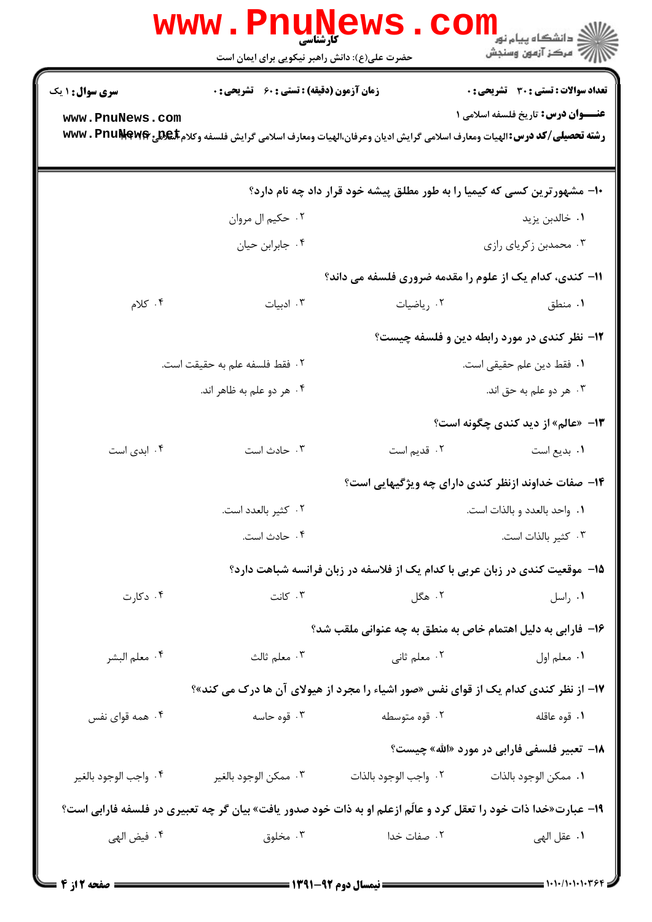**سری سؤال:** ۱ یک | **زمان آزمون (دقیقه) : تستی :** ۶۰ **تشریحی :** ۰ | **تعداد سوالات : تستی :** ۳۰ **تشریحی :** ۰

**عنـــوان درس:** تاریخ فلسفه اسلامی ۱

**رشته تحصیلی/کد درس:** الهیات ومعارف اسلامی گرایش ادیان وعرفان،الهیات ومعارف اسلامی گرایش فلسفه وکلام اسلامی ۱۲۲۰۲۴

۱۰- مشهورترین کسی که کیمیا را به طور مطلق پیشه خود قرار داد چه نام دارد؟

۱. خالدبن یزید
۲. حکیم ال مروان
۳. محمدبن زکریای رازی
۴. جابرابن حیان

۱۱- کندی، کدام یک از علوم را مقدمه ضروری فلسفه می داند؟

۱. منطق
۲. ریاضیات
۳. ادبیات
۴. کلام

۱۲- نظر کندی در مورد رابطه دین و فلسفه چیست؟

۱. فقط دین علم حقیقی است.
۲. فقط فلسفه علم به حقیقت است.
۳. هر دو علم به حق اند.
۴. هر دو علم به ظاهر اند.

۱۳- «عالم» از دید کندی چگونه است؟

۱. بدیع است
۲. قدیم است
۳. حادث است
۴. ابدی است

۱۴- صفات خداوند ازنظر کندی دارای چه ویژگیهایی است؟

۱. واحد بالعدد و بالذات است.
۲. کثیر بالعدد است.
۳. کثیر بالذات است.
۴. حادث است.

۱۵- موقعیت کندی در زبان عربی با کدام یک از فلاسفه در زبان فرانسه شباهت دارد؟

۱. راسل
۲. هگل
۳. کانت
۴. دکارت

۱۶- فارابی به دلیل اهتمام خاص به منطق به چه عنوانی ملقب شد؟

۱. معلم اول
۲. معلم ثانی
۳. معلم ثالث
۴. معلم البشر

۱۷- از نظر کندی کدام یک از قوای نفس «صور اشیاء را مجرد از هیولای آن ها درک می کند»؟

۱. قوه عاقله
۲. قوه متوسطه
۳. قوه حاسه
۴. همه قوای نفس

۱۸- تعبیر فلسفی فارابی در مورد «الله» چیست؟

۱. ممکن الوجود بالذات
۲. واجب الوجود بالذات
۳. ممکن الوجود بالغیر
۴. واجب الوجود بالغیر

۱۹- عبارت«خدا ذات خود را تعقل کرد و عالَم ازعلم او به ذات خود صدور یافت» بیان گر چه تعبیری در فلسفه فارابی است؟

۱. عقل الهی
۲. صفات خدا
۳. مخلوق
۴. فیض الهی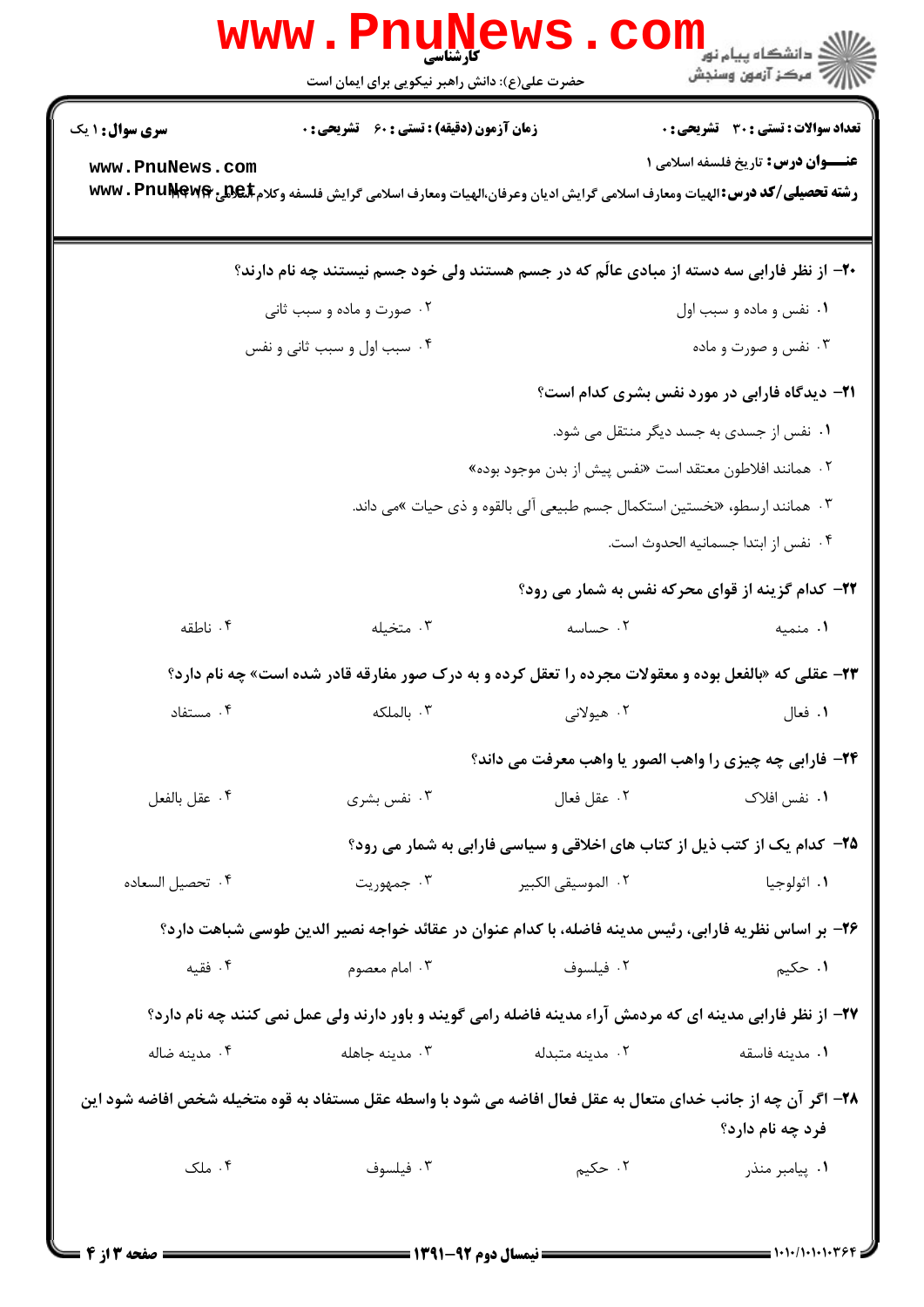**سری سوال:** ۱ یک | **زمان آزمون (دقیقه) : تستی :** ۶۰ **تشریحی :** ۰ | **تعداد سوالات : تستی :** ۳۰ **تشریحی :** ۰

**عنـــوان درس:** تاریخ فلسفه اسلامی ۱

**رشته تحصیلی/کد درس:** الهیات ومعارف اسلامی گرایش ادیان وعرفان،الهیات ومعارف اسلامی گرایش فلسفه وکلام اسلامی ۱۲۲۰۴۳

**۲۰- از نظر فارابی سه دسته از مبادی عالَم که در جسم هستند ولی خود جسم نیستند چه نام دارند؟**

۱. نفس و ماده و سبب اول

۲. صورت و ماده و سبب ثانی

۳. نفس و صورت و ماده

۴. سبب اول و سبب ثانی و نفس

**۲۱- دیدگاه فارابی در مورد نفس بشری کدام است؟**

۱. نفس از جسدی به جسد دیگر منتقل می شود.

۲. همانند افلاطون معتقد است «نفس پیش از بدن موجود بوده»

۳. همانند ارسطو، «نخستین استکمال جسم طبیعی آلی بالقوه و ذی حیات »می داند.

۴. نفس از ابتدا جسمانیه الحدوث است.

**۲۲- کدام گزینه از قوای محرکه نفس به شمار می رود؟**

۱. منمیه

۲. حساسه

۳. متخیله

۴. ناطقه

**۲۳- عقلی که «بالفعل بوده و معقولات مجرده را تعقل کرده و به درک صور مفارقه قادر شده است» چه نام دارد؟**

۱. فعال

۲. هیولانی

۳. بالملکه

۴. مستفاد

**۲۴- فارابی چه چیزی را واهب الصور یا واهب معرفت می داند؟**

۱. نفس افلاک

۲. عقل فعال

۳. نفس بشری

۴. عقل بالفعل

**۲۵- کدام یک از کتب ذیل از کتاب های اخلاقی و سیاسی فارابی به شمار می رود؟**

۱. اثولوجیا

۲. الموسیقی الکبیر

۳. جمهوریت

۴. تحصیل السعاده

**۲۶- بر اساس نظریه فارابی، رئیس مدینه فاضله، با کدام عنوان در عقائد خواجه نصیر الدین طوسی شباهت دارد؟**

۱. حکیم

۲. فیلسوف

۳. امام معصوم

۴. فقیه

**۲۷- از نظر فارابی مدینه ای که مردمش آراء مدینه فاضله رامی گویند و باور دارند ولی عمل نمی کنند چه نام دارد؟**

۱. مدینه فاسقه

۲. مدینه متبدله

۳. مدینه جاهله

۴. مدینه ضاله

**۲۸- اگر آن چه از جانب خدای متعال به عقل فعال افاضه می شود با واسطه عقل مستفاد به قوه متخیله شخص افاضه شود این فرد چه نام دارد؟**

۱. پیامبر منذر

۲. حکیم

۳. فیلسوف

۴. ملک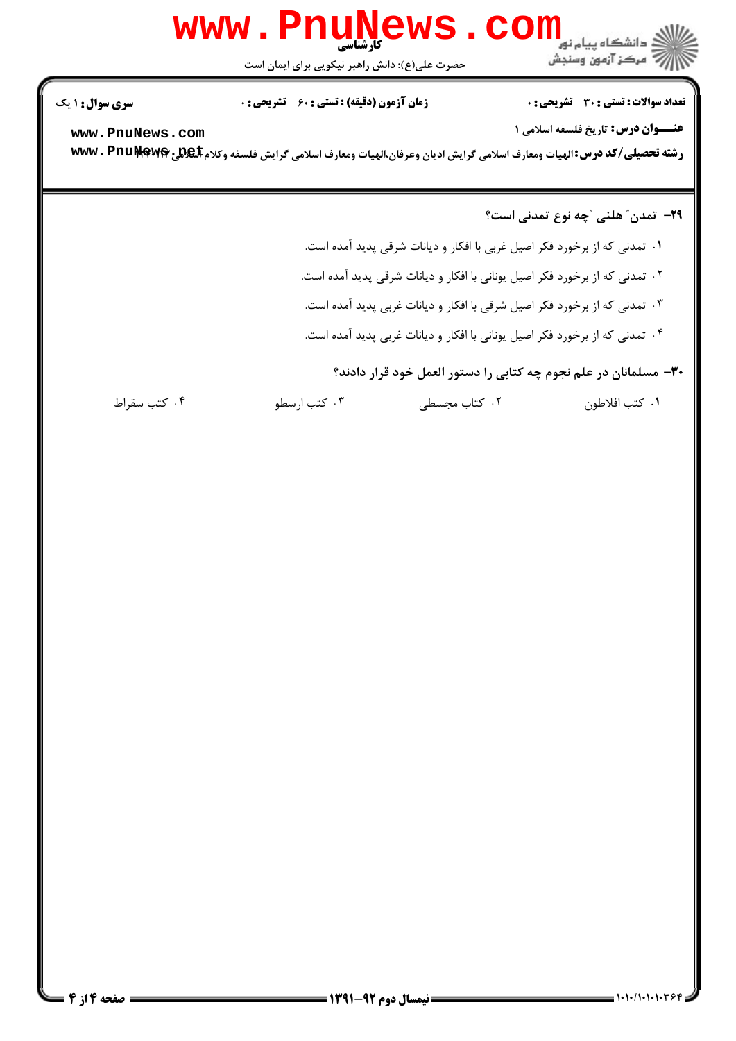**۲۹- تمدن" هلنی "چه نوع تمدنی است؟**

۱. تمدنی که از برخورد فکر اصیل غربی با افکار و دیانات شرقی پدید آمده است.

۲. تمدنی که از برخورد فکر اصیل یونانی با افکار و دیانات شرقی پدید آمده است.

۳. تمدنی که از برخورد فکر اصیل شرقی با افکار و دیانات غربی پدید آمده است.

۴. تمدنی که از برخورد فکر اصیل یونانی با افکار و دیانات غربی پدید آمده است.

**۳۰- مسلمانان در علم نجوم چه کتابی را دستور العمل خود قرار دادند؟**

۱. کتب افلاطون

۲. کتاب مجسطی

۳. کتب ارسطو

۴. کتب سقراط